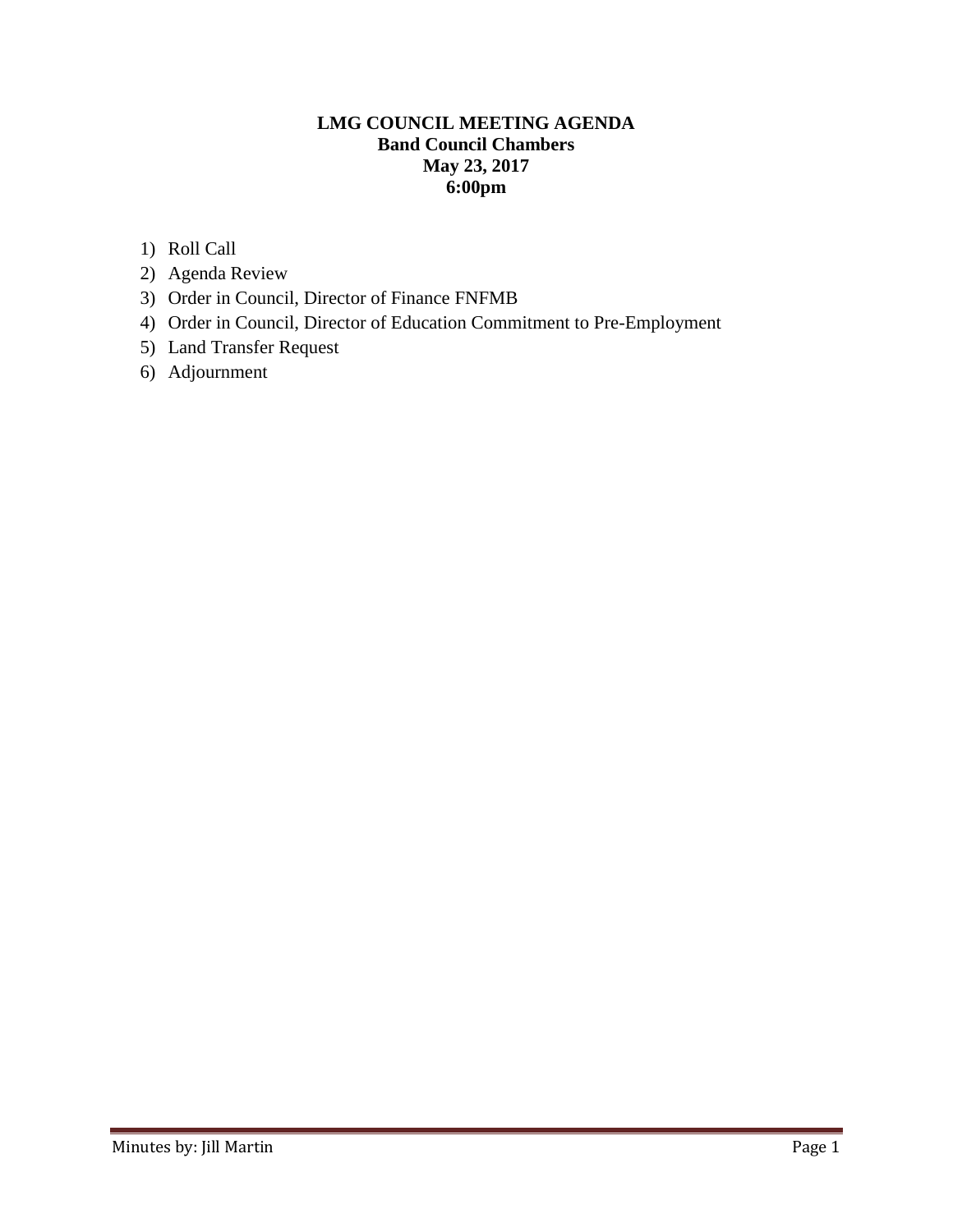# LMG COUNCIL MEETING AGENDA
**Band Council Chambers**
**May 23, 2017**
**6:00pm**

1) Roll Call
2) Agenda Review
3) Order in Council, Director of Finance FNFMB
4) Order in Council, Director of Education Commitment to Pre-Employment
5) Land Transfer Request
6) Adjournment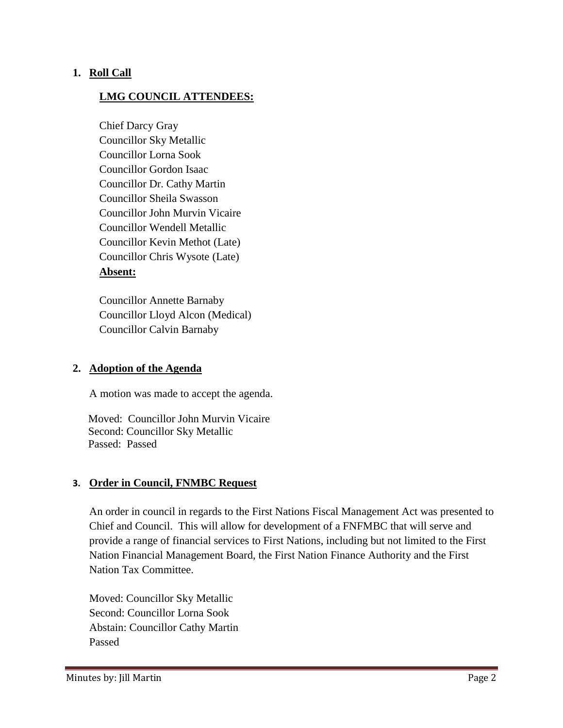1. **Roll Call**

   **LMG COUNCIL ATTENDEES:**

   Chief Darcy Gray
   Councillor Sky Metallic
   Councillor Lorna Sook
   Councillor Gordon Isaac
   Councillor Dr. Cathy Martin
   Councillor Sheila Swasson
   Councillor John Murvin Vicaire
   Councillor Wendell Metallic
   Councillor Kevin Methot (Late)
   Councillor Chris Wysote (Late)

   **Absent:**

   Councillor Annette Barnaby
   Councillor Lloyd Alcon (Medical)
   Councillor Calvin Barnaby

2. **Adoption of the Agenda**

   A motion was made to accept the agenda.

   Moved: Councillor John Murvin Vicaire
   Second: Councillor Sky Metallic
   Passed: Passed

3. **Order in Council, FNMBC Request**

   An order in council in regards to the First Nations Fiscal Management Act was presented to Chief and Council. This will allow for development of a FNFMBC that will serve and provide a range of financial services to First Nations, including but not limited to the First Nation Financial Management Board, the First Nation Finance Authority and the First Nation Tax Committee.

   Moved: Councillor Sky Metallic
   Second: Councillor Lorna Sook
   Abstain: Councillor Cathy Martin
   Passed

Minutes by: Jill Martin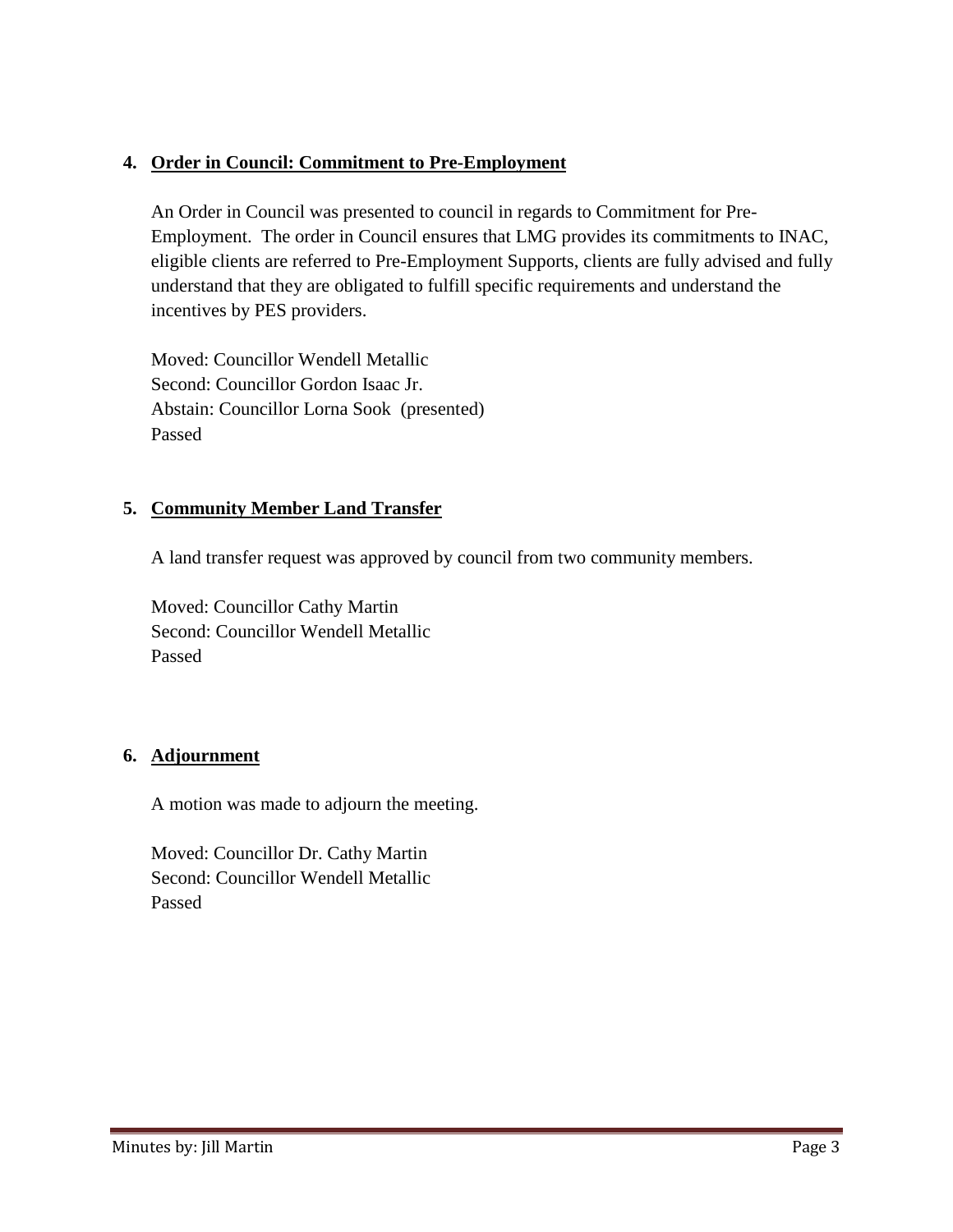**4. Order in Council: Commitment to Pre-Employment**

An Order in Council was presented to council in regards to Commitment for Pre-Employment. The order in Council ensures that LMG provides its commitments to INAC, eligible clients are referred to Pre-Employment Supports, clients are fully advised and fully understand that they are obligated to fulfill specific requirements and understand the incentives by PES providers.

Moved: Councillor Wendell Metallic
Second: Councillor Gordon Isaac Jr.
Abstain: Councillor Lorna Sook (presented)
Passed

**5. Community Member Land Transfer**

A land transfer request was approved by council from two community members.

Moved: Councillor Cathy Martin
Second: Councillor Wendell Metallic
Passed

**6. Adjournment**

A motion was made to adjourn the meeting.

Moved: Councillor Dr. Cathy Martin
Second: Councillor Wendell Metallic
Passed

Minutes by: Jill Martin